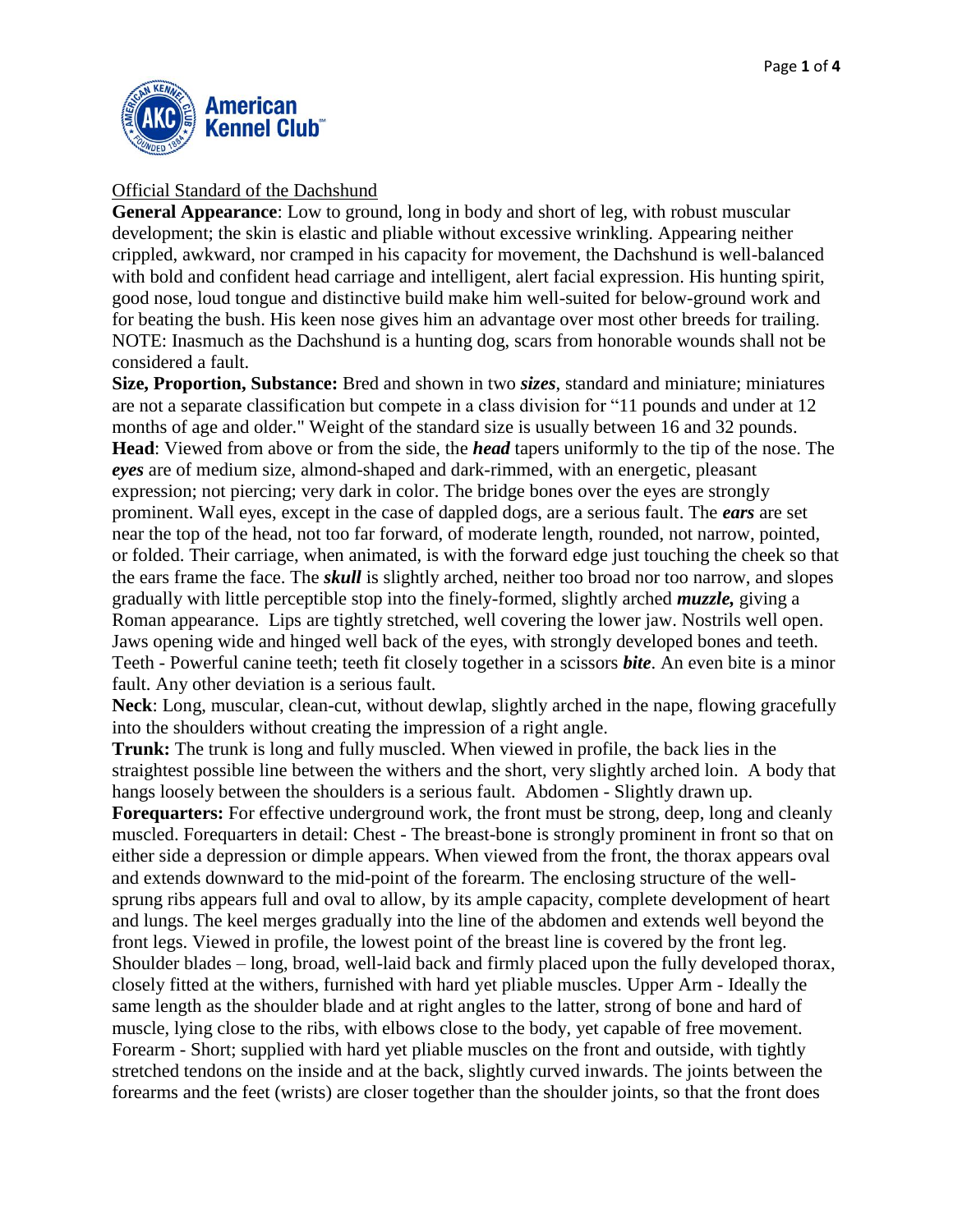## Official Standard of the Dachshund

**General Appearance**: Low to ground, long in body and short of leg, with robust muscular development; the skin is elastic and pliable without excessive wrinkling. Appearing neither crippled, awkward, nor cramped in his capacity for movement, the Dachshund is well-balanced with bold and confident head carriage and intelligent, alert facial expression. His hunting spirit, good nose, loud tongue and distinctive build make him well-suited for below-ground work and for beating the bush. His keen nose gives him an advantage over most other breeds for trailing. NOTE: Inasmuch as the Dachshund is a hunting dog, scars from honorable wounds shall not be considered a fault.

**Size, Proportion, Substance:** Bred and shown in two ***sizes***, standard and miniature; miniatures are not a separate classification but compete in a class division for "11 pounds and under at 12 months of age and older." Weight of the standard size is usually between 16 and 32 pounds.

**Head**: Viewed from above or from the side, the ***head*** tapers uniformly to the tip of the nose. The ***eyes*** are of medium size, almond-shaped and dark-rimmed, with an energetic, pleasant expression; not piercing; very dark in color. The bridge bones over the eyes are strongly prominent. Wall eyes, except in the case of dappled dogs, are a serious fault. The ***ears*** are set near the top of the head, not too far forward, of moderate length, rounded, not narrow, pointed, or folded. Their carriage, when animated, is with the forward edge just touching the cheek so that the ears frame the face. The ***skull*** is slightly arched, neither too broad nor too narrow, and slopes gradually with little perceptible stop into the finely-formed, slightly arched ***muzzle,*** giving a Roman appearance. Lips are tightly stretched, well covering the lower jaw. Nostrils well open. Jaws opening wide and hinged well back of the eyes, with strongly developed bones and teeth. Teeth - Powerful canine teeth; teeth fit closely together in a scissors ***bite***. An even bite is a minor fault. Any other deviation is a serious fault.

**Neck**: Long, muscular, clean-cut, without dewlap, slightly arched in the nape, flowing gracefully into the shoulders without creating the impression of a right angle.

**Trunk:** The trunk is long and fully muscled. When viewed in profile, the back lies in the straightest possible line between the withers and the short, very slightly arched loin. A body that hangs loosely between the shoulders is a serious fault. Abdomen - Slightly drawn up.

**Forequarters:** For effective underground work, the front must be strong, deep, long and cleanly muscled. Forequarters in detail: Chest - The breast-bone is strongly prominent in front so that on either side a depression or dimple appears. When viewed from the front, the thorax appears oval and extends downward to the mid-point of the forearm. The enclosing structure of the well-sprung ribs appears full and oval to allow, by its ample capacity, complete development of heart and lungs. The keel merges gradually into the line of the abdomen and extends well beyond the front legs. Viewed in profile, the lowest point of the breast line is covered by the front leg. Shoulder blades – long, broad, well-laid back and firmly placed upon the fully developed thorax, closely fitted at the withers, furnished with hard yet pliable muscles. Upper Arm - Ideally the same length as the shoulder blade and at right angles to the latter, strong of bone and hard of muscle, lying close to the ribs, with elbows close to the body, yet capable of free movement. Forearm - Short; supplied with hard yet pliable muscles on the front and outside, with tightly stretched tendons on the inside and at the back, slightly curved inwards. The joints between the forearms and the feet (wrists) are closer together than the shoulder joints, so that the front does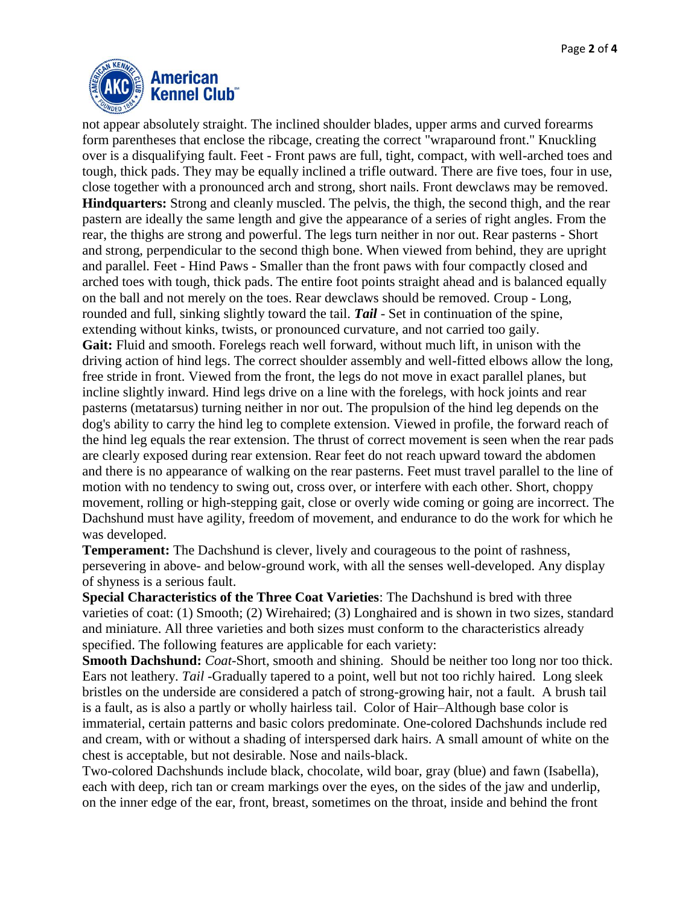not appear absolutely straight. The inclined shoulder blades, upper arms and curved forearms form parentheses that enclose the ribcage, creating the correct "wraparound front." Knuckling over is a disqualifying fault. Feet - Front paws are full, tight, compact, with well-arched toes and tough, thick pads. They may be equally inclined a trifle outward. There are five toes, four in use, close together with a pronounced arch and strong, short nails. Front dewclaws may be removed.
**Hindquarters:** Strong and cleanly muscled. The pelvis, the thigh, the second thigh, and the rear pastern are ideally the same length and give the appearance of a series of right angles. From the rear, the thighs are strong and powerful. The legs turn neither in nor out. Rear pasterns - Short and strong, perpendicular to the second thigh bone. When viewed from behind, they are upright and parallel. Feet - Hind Paws - Smaller than the front paws with four compactly closed and arched toes with tough, thick pads. The entire foot points straight ahead and is balanced equally on the ball and not merely on the toes. Rear dewclaws should be removed. Croup - Long, rounded and full, sinking slightly toward the tail. ***Tail*** - Set in continuation of the spine, extending without kinks, twists, or pronounced curvature, and not carried too gaily.
**Gait:** Fluid and smooth. Forelegs reach well forward, without much lift, in unison with the driving action of hind legs. The correct shoulder assembly and well-fitted elbows allow the long, free stride in front. Viewed from the front, the legs do not move in exact parallel planes, but incline slightly inward. Hind legs drive on a line with the forelegs, with hock joints and rear pasterns (metatarsus) turning neither in nor out. The propulsion of the hind leg depends on the dog's ability to carry the hind leg to complete extension. Viewed in profile, the forward reach of the hind leg equals the rear extension. The thrust of correct movement is seen when the rear pads are clearly exposed during rear extension. Rear feet do not reach upward toward the abdomen and there is no appearance of walking on the rear pasterns. Feet must travel parallel to the line of motion with no tendency to swing out, cross over, or interfere with each other. Short, choppy movement, rolling or high-stepping gait, close or overly wide coming or going are incorrect. The Dachshund must have agility, freedom of movement, and endurance to do the work for which he was developed.
**Temperament:** The Dachshund is clever, lively and courageous to the point of rashness, persevering in above- and below-ground work, with all the senses well-developed. Any display of shyness is a serious fault.
**Special Characteristics of the Three Coat Varieties**: The Dachshund is bred with three varieties of coat: (1) Smooth; (2) Wirehaired; (3) Longhaired and is shown in two sizes, standard and miniature. All three varieties and both sizes must conform to the characteristics already specified. The following features are applicable for each variety:
**Smooth Dachshund:** *Coat*-Short, smooth and shining. Should be neither too long nor too thick. Ears not leathery. *Tail* -Gradually tapered to a point, well but not too richly haired. Long sleek bristles on the underside are considered a patch of strong-growing hair, not a fault. A brush tail is a fault, as is also a partly or wholly hairless tail. Color of Hair–Although base color is immaterial, certain patterns and basic colors predominate. One-colored Dachshunds include red and cream, with or without a shading of interspersed dark hairs. A small amount of white on the chest is acceptable, but not desirable. Nose and nails-black.

Two-colored Dachshunds include black, chocolate, wild boar, gray (blue) and fawn (Isabella), each with deep, rich tan or cream markings over the eyes, on the sides of the jaw and underlip, on the inner edge of the ear, front, breast, sometimes on the throat, inside and behind the front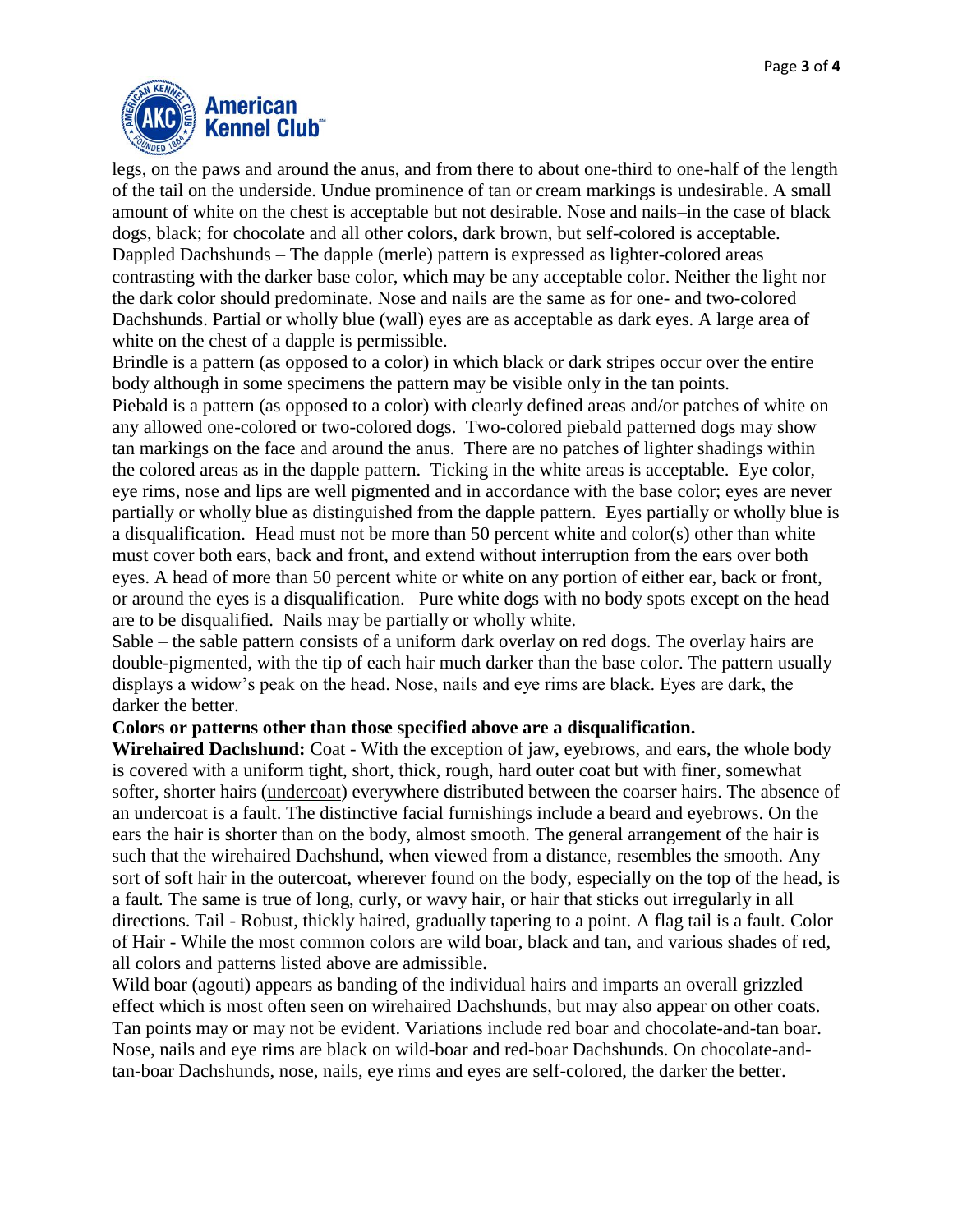legs, on the paws and around the anus, and from there to about one-third to one-half of the length of the tail on the underside. Undue prominence of tan or cream markings is undesirable. A small amount of white on the chest is acceptable but not desirable. Nose and nails–in the case of black dogs, black; for chocolate and all other colors, dark brown, but self-colored is acceptable.

Dappled Dachshunds – The dapple (merle) pattern is expressed as lighter-colored areas contrasting with the darker base color, which may be any acceptable color. Neither the light nor the dark color should predominate. Nose and nails are the same as for one- and two-colored Dachshunds. Partial or wholly blue (wall) eyes are as acceptable as dark eyes. A large area of white on the chest of a dapple is permissible.

Brindle is a pattern (as opposed to a color) in which black or dark stripes occur over the entire body although in some specimens the pattern may be visible only in the tan points.

Piebald is a pattern (as opposed to a color) with clearly defined areas and/or patches of white on any allowed one-colored or two-colored dogs. Two-colored piebald patterned dogs may show tan markings on the face and around the anus. There are no patches of lighter shadings within the colored areas as in the dapple pattern. Ticking in the white areas is acceptable. Eye color, eye rims, nose and lips are well pigmented and in accordance with the base color; eyes are never partially or wholly blue as distinguished from the dapple pattern. Eyes partially or wholly blue is a disqualification. Head must not be more than 50 percent white and color(s) other than white must cover both ears, back and front, and extend without interruption from the ears over both eyes. A head of more than 50 percent white or white on any portion of either ear, back or front, or around the eyes is a disqualification. Pure white dogs with no body spots except on the head are to be disqualified. Nails may be partially or wholly white.

Sable – the sable pattern consists of a uniform dark overlay on red dogs. The overlay hairs are double-pigmented, with the tip of each hair much darker than the base color. The pattern usually displays a widow's peak on the head. Nose, nails and eye rims are black. Eyes are dark, the darker the better.

**Colors or patterns other than those specified above are a disqualification.**

**Wirehaired Dachshund:** Coat - With the exception of jaw, eyebrows, and ears, the whole body is covered with a uniform tight, short, thick, rough, hard outer coat but with finer, somewhat softer, shorter hairs (undercoat) everywhere distributed between the coarser hairs. The absence of an undercoat is a fault. The distinctive facial furnishings include a beard and eyebrows. On the ears the hair is shorter than on the body, almost smooth. The general arrangement of the hair is such that the wirehaired Dachshund, when viewed from a distance, resembles the smooth. Any sort of soft hair in the outercoat, wherever found on the body, especially on the top of the head, is a fault. The same is true of long, curly, or wavy hair, or hair that sticks out irregularly in all directions. Tail - Robust, thickly haired, gradually tapering to a point. A flag tail is a fault. Color of Hair - While the most common colors are wild boar, black and tan, and various shades of red, all colors and patterns listed above are admissible.

Wild boar (agouti) appears as banding of the individual hairs and imparts an overall grizzled effect which is most often seen on wirehaired Dachshunds, but may also appear on other coats. Tan points may or may not be evident. Variations include red boar and chocolate-and-tan boar. Nose, nails and eye rims are black on wild-boar and red-boar Dachshunds. On chocolate-and-tan-boar Dachshunds, nose, nails, eye rims and eyes are self-colored, the darker the better.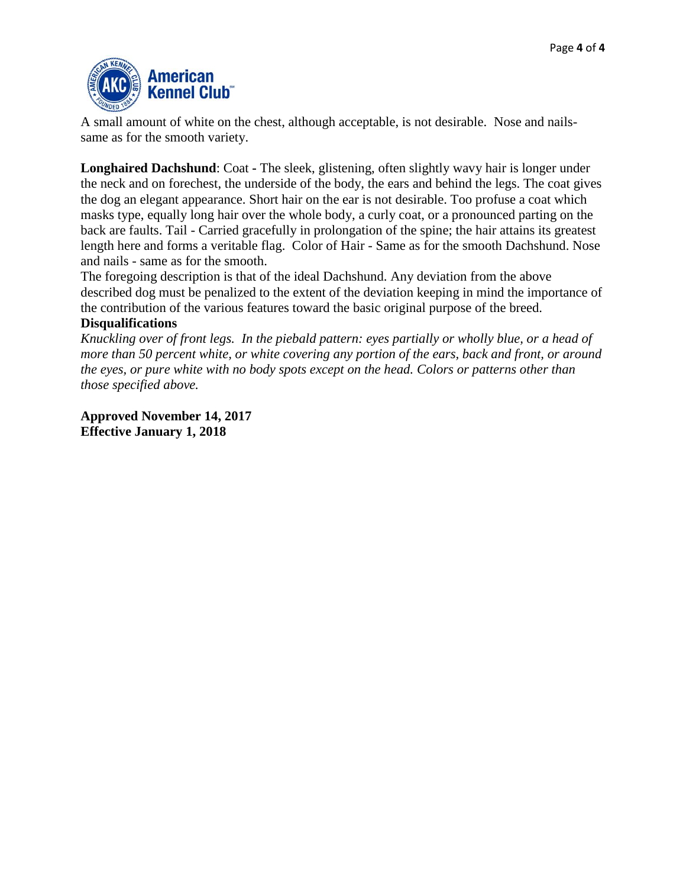A small amount of white on the chest, although acceptable, is not desirable. Nose and nails- same as for the smooth variety.

**Longhaired Dachshund**: Coat - The sleek, glistening, often slightly wavy hair is longer under the neck and on forechest, the underside of the body, the ears and behind the legs. The coat gives the dog an elegant appearance. Short hair on the ear is not desirable. Too profuse a coat which masks type, equally long hair over the whole body, a curly coat, or a pronounced parting on the back are faults. Tail - Carried gracefully in prolongation of the spine; the hair attains its greatest length here and forms a veritable flag. Color of Hair - Same as for the smooth Dachshund. Nose and nails - same as for the smooth.

The foregoing description is that of the ideal Dachshund. Any deviation from the above described dog must be penalized to the extent of the deviation keeping in mind the importance of the contribution of the various features toward the basic original purpose of the breed.

**Disqualifications**

*Knuckling over of front legs. In the piebald pattern: eyes partially or wholly blue, or a head of more than 50 percent white, or white covering any portion of the ears, back and front, or around the eyes, or pure white with no body spots except on the head. Colors or patterns other than those specified above.*

**Approved November 14, 2017**
**Effective January 1, 2018**